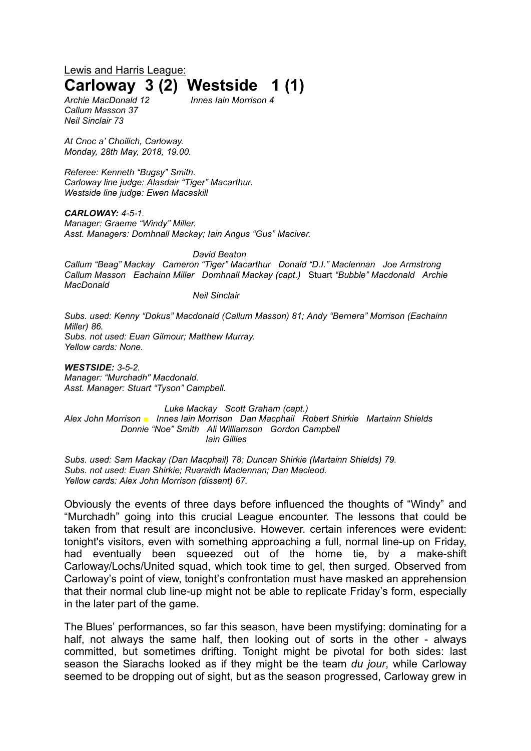Lewis and Harris League:

# Carloway 3 (2) Westside 1 (1)

*Archie MacDonald 12* *Innes Iain Morrison 4*
*Callum Masson 37*
*Neil Sinclair 73*

*At Cnoc a' Choilich, Carloway.*
*Monday, 28th May, 2018, 19.00.*

*Referee: Kenneth "Bugsy" Smith.*
*Carloway line judge: Alasdair "Tiger" Macarthur.*
*Westside line judge: Ewen Macaskill*

***CARLOWAY:** 4-5-1.*
*Manager: Graeme "Windy" Miller.*
*Asst. Managers: Domhnall Mackay; Iain Angus "Gus" Maciver.*

*David Beaton*
*Callum "Beag" Mackay Cameron "Tiger" Macarthur Donald "D.I." Maclennan Joe Armstrong*
*Callum Masson Eachainn Miller Domhnall Mackay (capt.)* Stuart *"Bubble" Macdonald Archie MacDonald*
*Neil Sinclair*

*Subs. used: Kenny "Dokus" Macdonald (Callum Masson) 81; Andy "Bernera" Morrison (Eachainn Miller) 86.*
*Subs. not used: Euan Gilmour; Matthew Murray.*
*Yellow cards: None.*

***WESTSIDE:** 3-5-2.*
*Manager: "Murchadh" Macdonald.*
*Asst. Manager: Stuart "Tyson" Campbell.*

*Luke Mackay Scott Graham (capt.)*
*Alex John Morrison ■ Innes Iain Morrison Dan Macphail Robert Shirkie Martainn Shields*
*Donnie "Noe" Smith Ali Williamson Gordon Campbell*
*Iain Gillies*

*Subs. used: Sam Mackay (Dan Macphail) 78; Duncan Shirkie (Martainn Shields) 79.*
*Subs. not used: Euan Shirkie; Ruaraidh Maclennan; Dan Macleod.*
*Yellow cards: Alex John Morrison (dissent) 67.*

Obviously the events of three days before influenced the thoughts of "Windy" and "Murchadh" going into this crucial League encounter. The lessons that could be taken from that result are inconclusive. However. certain inferences were evident: tonight's visitors, even with something approaching a full, normal line-up on Friday, had eventually been squeezed out of the home tie, by a make-shift Carloway/Lochs/United squad, which took time to gel, then surged. Observed from Carloway's point of view, tonight's confrontation must have masked an apprehension that their normal club line-up might not be able to replicate Friday's form, especially in the later part of the game.

The Blues' performances, so far this season, have been mystifying: dominating for a half, not always the same half, then looking out of sorts in the other - always committed, but sometimes drifting. Tonight might be pivotal for both sides: last season the Siarachs looked as if they might be the team *du jour*, while Carloway seemed to be dropping out of sight, but as the season progressed, Carloway grew in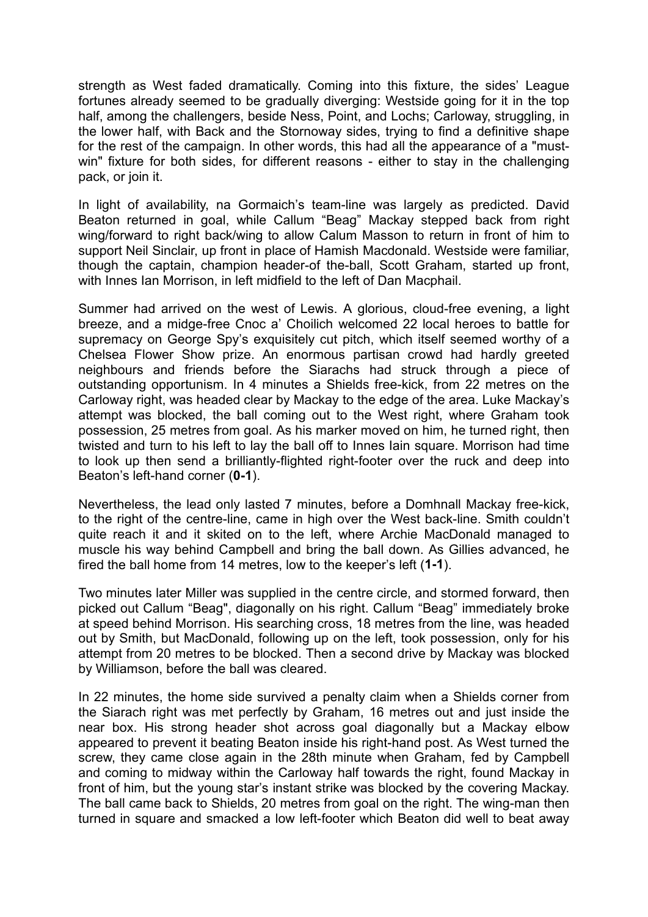strength as West faded dramatically. Coming into this fixture, the sides' League fortunes already seemed to be gradually diverging: Westside going for it in the top half, among the challengers, beside Ness, Point, and Lochs; Carloway, struggling, in the lower half, with Back and the Stornoway sides, trying to find a definitive shape for the rest of the campaign. In other words, this had all the appearance of a "must-win" fixture for both sides, for different reasons - either to stay in the challenging pack, or join it.

In light of availability, na Gormaich's team-line was largely as predicted. David Beaton returned in goal, while Callum "Beag" Mackay stepped back from right wing/forward to right back/wing to allow Calum Masson to return in front of him to support Neil Sinclair, up front in place of Hamish Macdonald. Westside were familiar, though the captain, champion header-of the-ball, Scott Graham, started up front, with Innes Ian Morrison, in left midfield to the left of Dan Macphail.

Summer had arrived on the west of Lewis. A glorious, cloud-free evening, a light breeze, and a midge-free Cnoc a' Choilich welcomed 22 local heroes to battle for supremacy on George Spy's exquisitely cut pitch, which itself seemed worthy of a Chelsea Flower Show prize. An enormous partisan crowd had hardly greeted neighbours and friends before the Siarachs had struck through a piece of outstanding opportunism. In 4 minutes a Shields free-kick, from 22 metres on the Carloway right, was headed clear by Mackay to the edge of the area. Luke Mackay's attempt was blocked, the ball coming out to the West right, where Graham took possession, 25 metres from goal. As his marker moved on him, he turned right, then twisted and turn to his left to lay the ball off to Innes Iain square. Morrison had time to look up then send a brilliantly-flighted right-footer over the ruck and deep into Beaton's left-hand corner (**0-1**).

Nevertheless, the lead only lasted 7 minutes, before a Domhnall Mackay free-kick, to the right of the centre-line, came in high over the West back-line. Smith couldn't quite reach it and it skited on to the left, where Archie MacDonald managed to muscle his way behind Campbell and bring the ball down. As Gillies advanced, he fired the ball home from 14 metres, low to the keeper's left (**1-1**).

Two minutes later Miller was supplied in the centre circle, and stormed forward, then picked out Callum "Beag", diagonally on his right. Callum "Beag" immediately broke at speed behind Morrison. His searching cross, 18 metres from the line, was headed out by Smith, but MacDonald, following up on the left, took possession, only for his attempt from 20 metres to be blocked. Then a second drive by Mackay was blocked by Williamson, before the ball was cleared.

In 22 minutes, the home side survived a penalty claim when a Shields corner from the Siarach right was met perfectly by Graham, 16 metres out and just inside the near box. His strong header shot across goal diagonally but a Mackay elbow appeared to prevent it beating Beaton inside his right-hand post. As West turned the screw, they came close again in the 28th minute when Graham, fed by Campbell and coming to midway within the Carloway half towards the right, found Mackay in front of him, but the young star's instant strike was blocked by the covering Mackay. The ball came back to Shields, 20 metres from goal on the right. The wing-man then turned in square and smacked a low left-footer which Beaton did well to beat away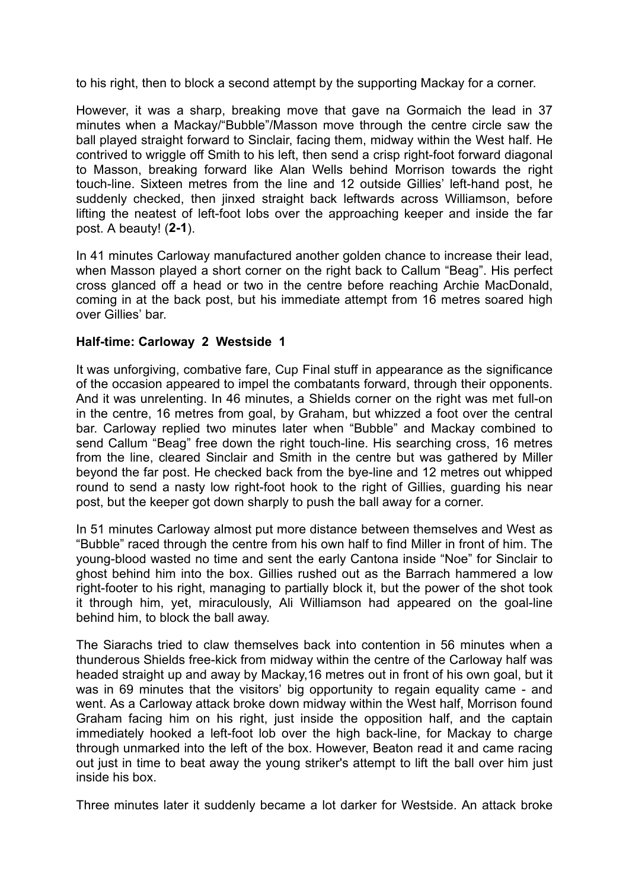to his right, then to block a second attempt by the supporting Mackay for a corner.

However, it was a sharp, breaking move that gave na Gormaich the lead in 37 minutes when a Mackay/"Bubble"/Masson move through the centre circle saw the ball played straight forward to Sinclair, facing them, midway within the West half. He contrived to wriggle off Smith to his left, then send a crisp right-foot forward diagonal to Masson, breaking forward like Alan Wells behind Morrison towards the right touch-line. Sixteen metres from the line and 12 outside Gillies' left-hand post, he suddenly checked, then jinxed straight back leftwards across Williamson, before lifting the neatest of left-foot lobs over the approaching keeper and inside the far post. A beauty! (**2-1**).

In 41 minutes Carloway manufactured another golden chance to increase their lead, when Masson played a short corner on the right back to Callum "Beag". His perfect cross glanced off a head or two in the centre before reaching Archie MacDonald, coming in at the back post, but his immediate attempt from 16 metres soared high over Gillies' bar.

**Half-time: Carloway 2 Westside 1**

It was unforgiving, combative fare, Cup Final stuff in appearance as the significance of the occasion appeared to impel the combatants forward, through their opponents. And it was unrelenting. In 46 minutes, a Shields corner on the right was met full-on in the centre, 16 metres from goal, by Graham, but whizzed a foot over the central bar. Carloway replied two minutes later when "Bubble" and Mackay combined to send Callum "Beag" free down the right touch-line. His searching cross, 16 metres from the line, cleared Sinclair and Smith in the centre but was gathered by Miller beyond the far post. He checked back from the bye-line and 12 metres out whipped round to send a nasty low right-foot hook to the right of Gillies, guarding his near post, but the keeper got down sharply to push the ball away for a corner.

In 51 minutes Carloway almost put more distance between themselves and West as "Bubble" raced through the centre from his own half to find Miller in front of him. The young-blood wasted no time and sent the early Cantona inside "Noe" for Sinclair to ghost behind him into the box. Gillies rushed out as the Barrach hammered a low right-footer to his right, managing to partially block it, but the power of the shot took it through him, yet, miraculously, Ali Williamson had appeared on the goal-line behind him, to block the ball away.

The Siarachs tried to claw themselves back into contention in 56 minutes when a thunderous Shields free-kick from midway within the centre of the Carloway half was headed straight up and away by Mackay,16 metres out in front of his own goal, but it was in 69 minutes that the visitors' big opportunity to regain equality came - and went. As a Carloway attack broke down midway within the West half, Morrison found Graham facing him on his right, just inside the opposition half, and the captain immediately hooked a left-foot lob over the high back-line, for Mackay to charge through unmarked into the left of the box. However, Beaton read it and came racing out just in time to beat away the young striker's attempt to lift the ball over him just inside his box.

Three minutes later it suddenly became a lot darker for Westside. An attack broke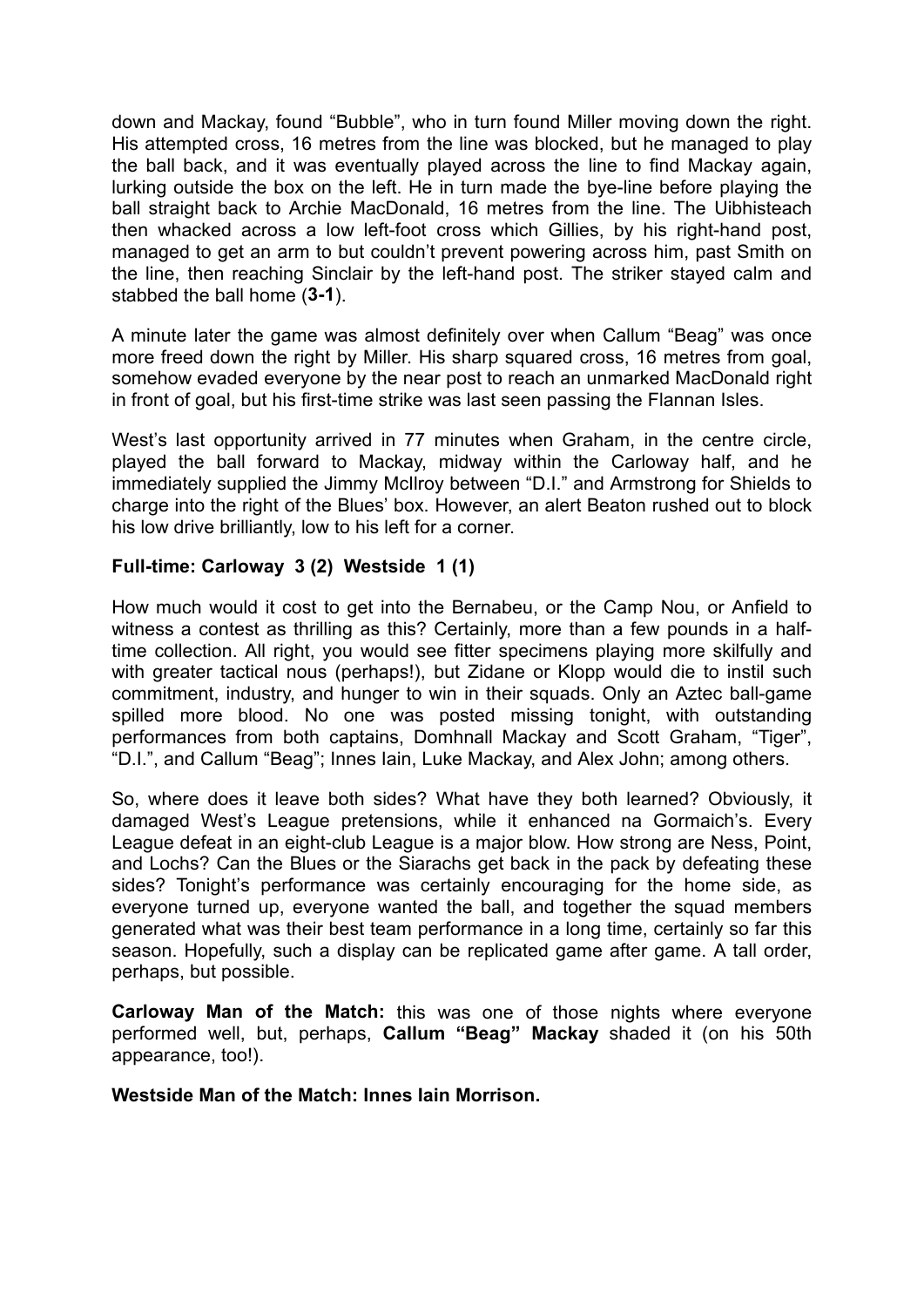down and Mackay, found "Bubble", who in turn found Miller moving down the right. His attempted cross, 16 metres from the line was blocked, but he managed to play the ball back, and it was eventually played across the line to find Mackay again, lurking outside the box on the left. He in turn made the bye-line before playing the ball straight back to Archie MacDonald, 16 metres from the line. The Uibhisteach then whacked across a low left-foot cross which Gillies, by his right-hand post, managed to get an arm to but couldn't prevent powering across him, past Smith on the line, then reaching Sinclair by the left-hand post. The striker stayed calm and stabbed the ball home (**3-1**).

A minute later the game was almost definitely over when Callum "Beag" was once more freed down the right by Miller. His sharp squared cross, 16 metres from goal, somehow evaded everyone by the near post to reach an unmarked MacDonald right in front of goal, but his first-time strike was last seen passing the Flannan Isles.

West's last opportunity arrived in 77 minutes when Graham, in the centre circle, played the ball forward to Mackay, midway within the Carloway half, and he immediately supplied the Jimmy McIlroy between "D.I." and Armstrong for Shields to charge into the right of the Blues' box. However, an alert Beaton rushed out to block his low drive brilliantly, low to his left for a corner.

**Full-time: Carloway 3 (2) Westside 1 (1)**

How much would it cost to get into the Bernabeu, or the Camp Nou, or Anfield to witness a contest as thrilling as this? Certainly, more than a few pounds in a half-time collection. All right, you would see fitter specimens playing more skilfully and with greater tactical nous (perhaps!), but Zidane or Klopp would die to instil such commitment, industry, and hunger to win in their squads. Only an Aztec ball-game spilled more blood. No one was posted missing tonight, with outstanding performances from both captains, Domhnall Mackay and Scott Graham, "Tiger", "D.I.", and Callum "Beag"; Innes Iain, Luke Mackay, and Alex John; among others.

So, where does it leave both sides? What have they both learned? Obviously, it damaged West's League pretensions, while it enhanced na Gormaich's. Every League defeat in an eight-club League is a major blow. How strong are Ness, Point, and Lochs? Can the Blues or the Siarachs get back in the pack by defeating these sides? Tonight's performance was certainly encouraging for the home side, as everyone turned up, everyone wanted the ball, and together the squad members generated what was their best team performance in a long time, certainly so far this season. Hopefully, such a display can be replicated game after game. A tall order, perhaps, but possible.

**Carloway Man of the Match:** this was one of those nights where everyone performed well, but, perhaps, **Callum "Beag" Mackay** shaded it (on his 50th appearance, too!).

**Westside Man of the Match: Innes Iain Morrison.**